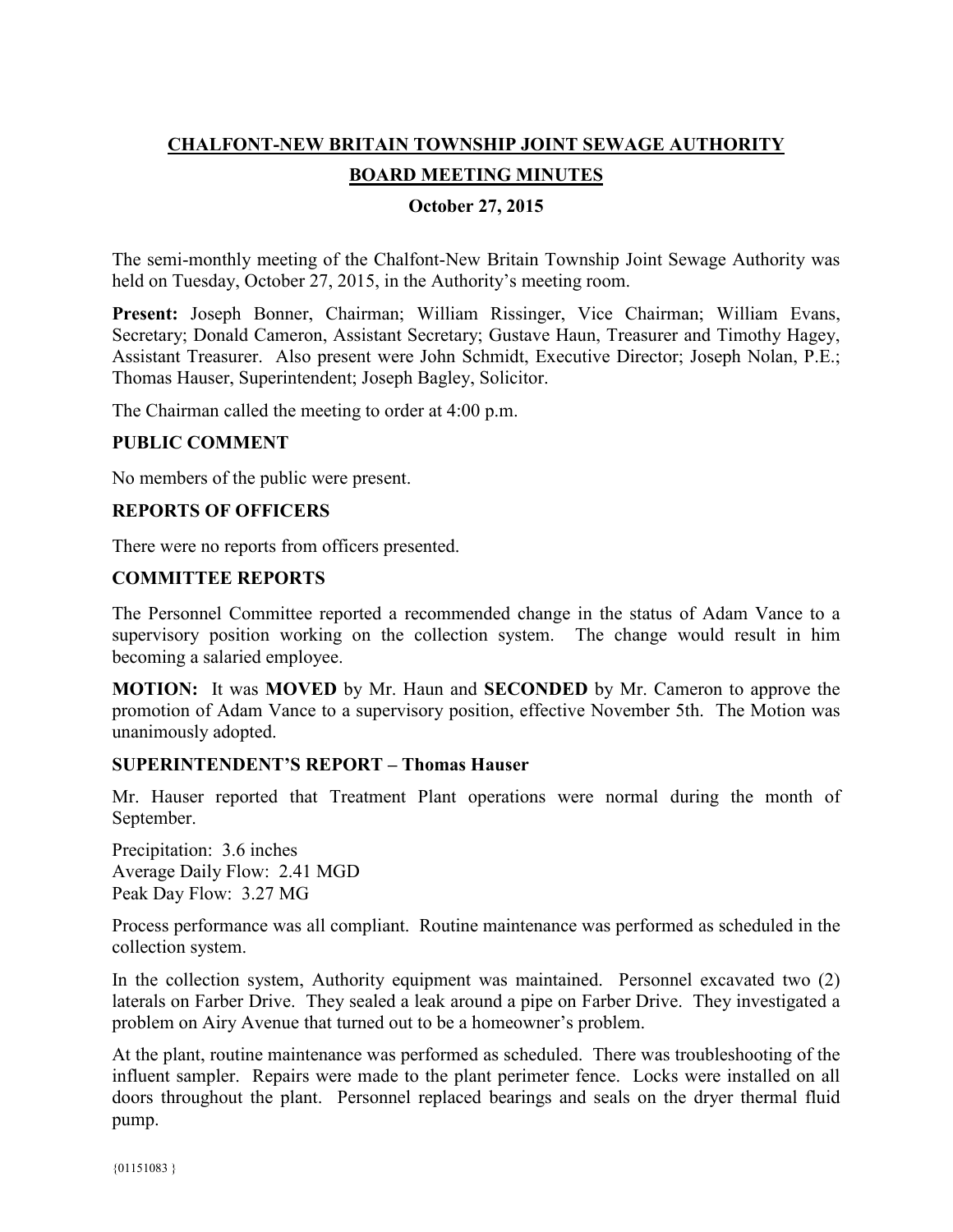**CHALFONT-NEW BRITAIN TOWNSHIP JOINT SEWAGE AUTHORITY**

**BOARD MEETING MINUTES**

**October 27, 2015**

The semi-monthly meeting of the Chalfont-New Britain Township Joint Sewage Authority was held on Tuesday, October 27, 2015, in the Authority's meeting room.

**Present:** Joseph Bonner, Chairman; William Rissinger, Vice Chairman; William Evans, Secretary; Donald Cameron, Assistant Secretary; Gustave Haun, Treasurer and Timothy Hagey, Assistant Treasurer. Also present were John Schmidt, Executive Director; Joseph Nolan, P.E.; Thomas Hauser, Superintendent; Joseph Bagley, Solicitor.

The Chairman called the meeting to order at 4:00 p.m.

**PUBLIC COMMENT**

No members of the public were present.

**REPORTS OF OFFICERS**

There were no reports from officers presented.

**COMMITTEE REPORTS**

The Personnel Committee reported a recommended change in the status of Adam Vance to a supervisory position working on the collection system. The change would result in him becoming a salaried employee.

**MOTION:** It was **MOVED** by Mr. Haun and **SECONDED** by Mr. Cameron to approve the promotion of Adam Vance to a supervisory position, effective November 5th. The Motion was unanimously adopted.

**SUPERINTENDENT'S REPORT – Thomas Hauser**

Mr. Hauser reported that Treatment Plant operations were normal during the month of September.

Precipitation: 3.6 inches
Average Daily Flow: 2.41 MGD
Peak Day Flow: 3.27 MG

Process performance was all compliant. Routine maintenance was performed as scheduled in the collection system.

In the collection system, Authority equipment was maintained. Personnel excavated two (2) laterals on Farber Drive. They sealed a leak around a pipe on Farber Drive. They investigated a problem on Airy Avenue that turned out to be a homeowner's problem.

At the plant, routine maintenance was performed as scheduled. There was troubleshooting of the influent sampler. Repairs were made to the plant perimeter fence. Locks were installed on all doors throughout the plant. Personnel replaced bearings and seals on the dryer thermal fluid pump.

{01151083 }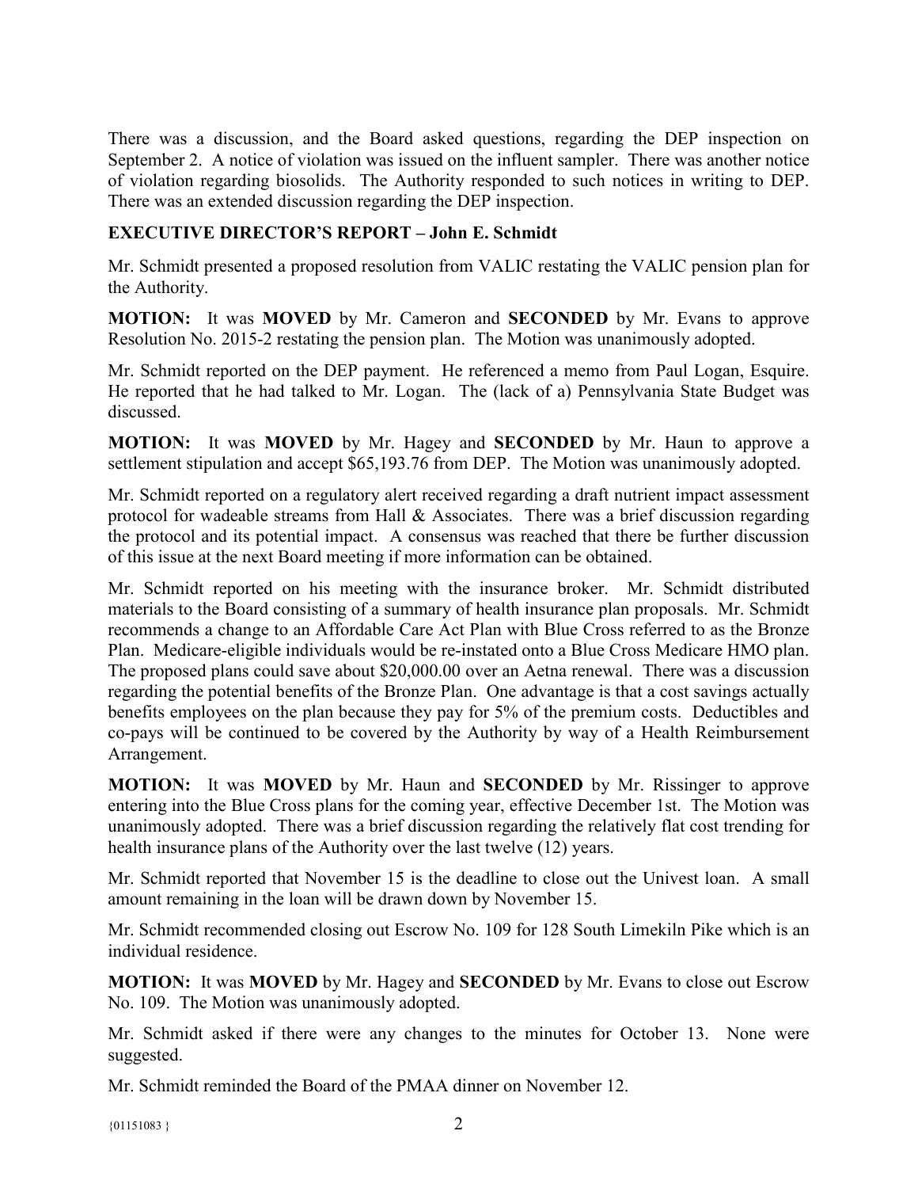There was a discussion, and the Board asked questions, regarding the DEP inspection on September 2. A notice of violation was issued on the influent sampler. There was another notice of violation regarding biosolids. The Authority responded to such notices in writing to DEP. There was an extended discussion regarding the DEP inspection.

**EXECUTIVE DIRECTOR'S REPORT – John E. Schmidt**

Mr. Schmidt presented a proposed resolution from VALIC restating the VALIC pension plan for the Authority.

**MOTION:** It was **MOVED** by Mr. Cameron and **SECONDED** by Mr. Evans to approve Resolution No. 2015-2 restating the pension plan. The Motion was unanimously adopted.

Mr. Schmidt reported on the DEP payment. He referenced a memo from Paul Logan, Esquire. He reported that he had talked to Mr. Logan. The (lack of a) Pennsylvania State Budget was discussed.

**MOTION:** It was **MOVED** by Mr. Hagey and **SECONDED** by Mr. Haun to approve a settlement stipulation and accept $65,193.76 from DEP. The Motion was unanimously adopted.

Mr. Schmidt reported on a regulatory alert received regarding a draft nutrient impact assessment protocol for wadeable streams from Hall & Associates. There was a brief discussion regarding the protocol and its potential impact. A consensus was reached that there be further discussion of this issue at the next Board meeting if more information can be obtained.

Mr. Schmidt reported on his meeting with the insurance broker. Mr. Schmidt distributed materials to the Board consisting of a summary of health insurance plan proposals. Mr. Schmidt recommends a change to an Affordable Care Act Plan with Blue Cross referred to as the Bronze Plan. Medicare-eligible individuals would be re-instated onto a Blue Cross Medicare HMO plan. The proposed plans could save about $20,000.00 over an Aetna renewal. There was a discussion regarding the potential benefits of the Bronze Plan. One advantage is that a cost savings actually benefits employees on the plan because they pay for 5% of the premium costs. Deductibles and co-pays will be continued to be covered by the Authority by way of a Health Reimbursement Arrangement.

**MOTION:** It was **MOVED** by Mr. Haun and **SECONDED** by Mr. Rissinger to approve entering into the Blue Cross plans for the coming year, effective December 1st. The Motion was unanimously adopted. There was a brief discussion regarding the relatively flat cost trending for health insurance plans of the Authority over the last twelve (12) years.

Mr. Schmidt reported that November 15 is the deadline to close out the Univest loan. A small amount remaining in the loan will be drawn down by November 15.

Mr. Schmidt recommended closing out Escrow No. 109 for 128 South Limekiln Pike which is an individual residence.

**MOTION:** It was **MOVED** by Mr. Hagey and **SECONDED** by Mr. Evans to close out Escrow No. 109. The Motion was unanimously adopted.

Mr. Schmidt asked if there were any changes to the minutes for October 13. None were suggested.

Mr. Schmidt reminded the Board of the PMAA dinner on November 12.

{01151083 }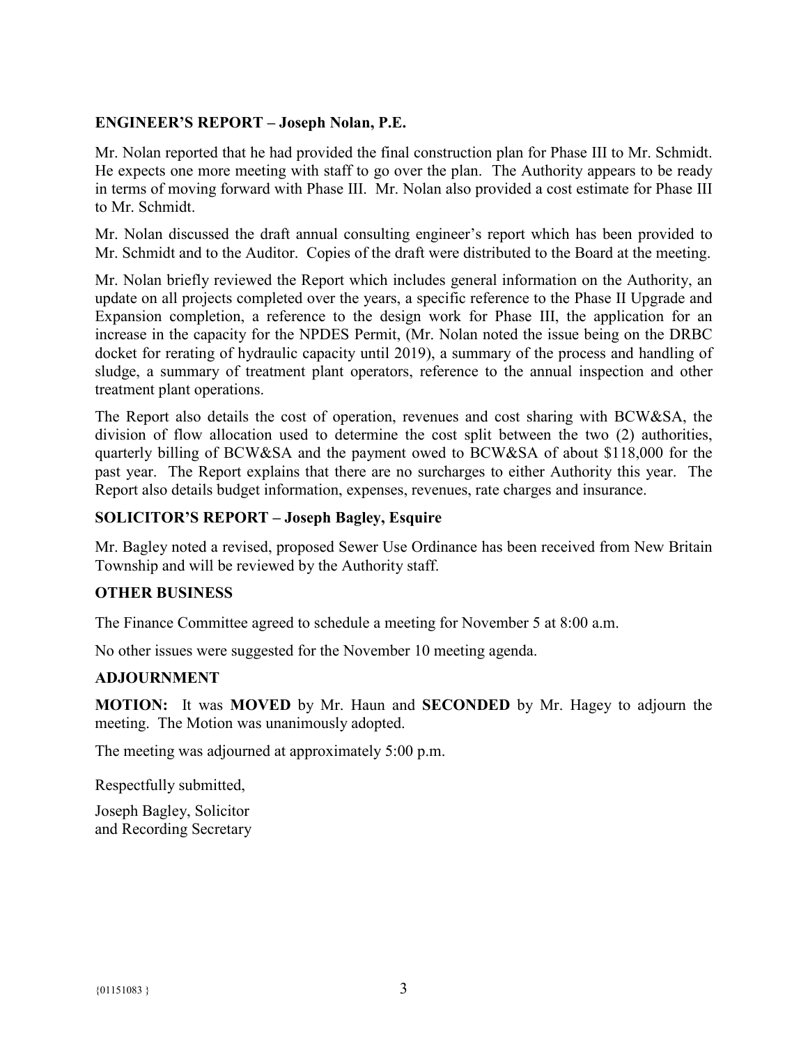**ENGINEER'S REPORT – Joseph Nolan, P.E.**

Mr. Nolan reported that he had provided the final construction plan for Phase III to Mr. Schmidt. He expects one more meeting with staff to go over the plan. The Authority appears to be ready in terms of moving forward with Phase III. Mr. Nolan also provided a cost estimate for Phase III to Mr. Schmidt.

Mr. Nolan discussed the draft annual consulting engineer's report which has been provided to Mr. Schmidt and to the Auditor. Copies of the draft were distributed to the Board at the meeting.

Mr. Nolan briefly reviewed the Report which includes general information on the Authority, an update on all projects completed over the years, a specific reference to the Phase II Upgrade and Expansion completion, a reference to the design work for Phase III, the application for an increase in the capacity for the NPDES Permit, (Mr. Nolan noted the issue being on the DRBC docket for rerating of hydraulic capacity until 2019), a summary of the process and handling of sludge, a summary of treatment plant operators, reference to the annual inspection and other treatment plant operations.

The Report also details the cost of operation, revenues and cost sharing with BCW&SA, the division of flow allocation used to determine the cost split between the two (2) authorities, quarterly billing of BCW&SA and the payment owed to BCW&SA of about $118,000 for the past year. The Report explains that there are no surcharges to either Authority this year. The Report also details budget information, expenses, revenues, rate charges and insurance.

**SOLICITOR'S REPORT – Joseph Bagley, Esquire**

Mr. Bagley noted a revised, proposed Sewer Use Ordinance has been received from New Britain Township and will be reviewed by the Authority staff.

**OTHER BUSINESS**

The Finance Committee agreed to schedule a meeting for November 5 at 8:00 a.m.

No other issues were suggested for the November 10 meeting agenda.

**ADJOURNMENT**

**MOTION:** It was **MOVED** by Mr. Haun and **SECONDED** by Mr. Hagey to adjourn the meeting. The Motion was unanimously adopted.

The meeting was adjourned at approximately 5:00 p.m.

Respectfully submitted,

Joseph Bagley, Solicitor
and Recording Secretary

{01151083 }